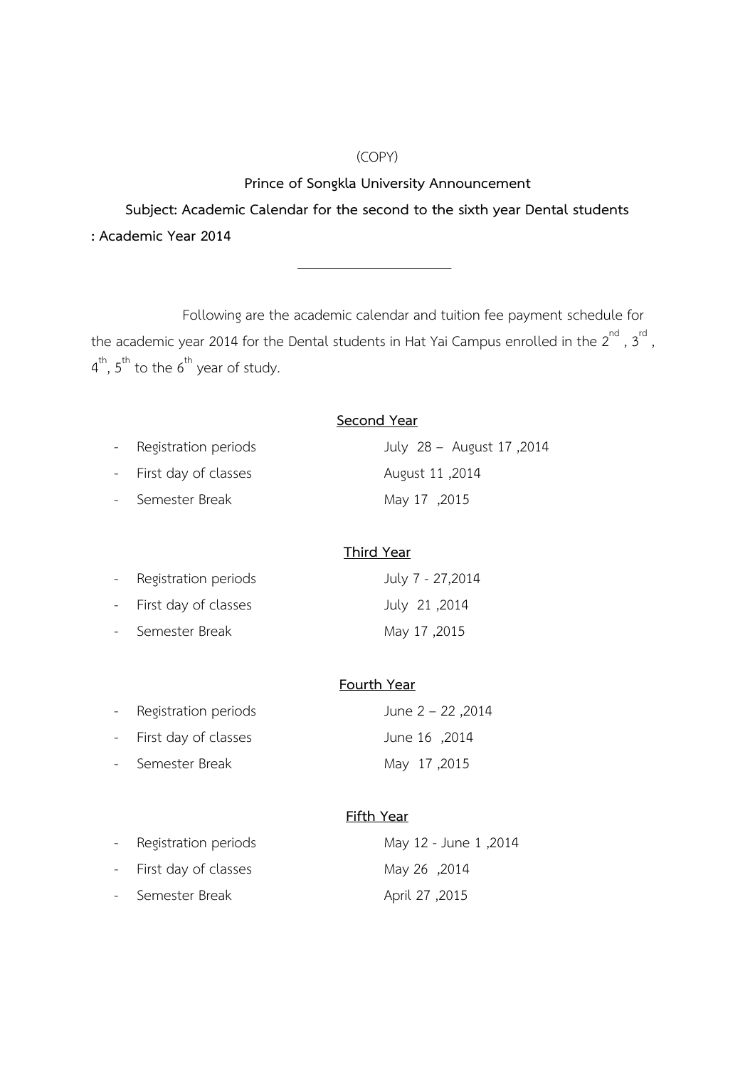(COPY)

**Prince of Songkla University Announcement**

**Subject: Academic Calendar for the second to the sixth year Dental students : Academic Year 2014**

---

Following are the academic calendar and tuition fee payment schedule for the academic year 2014 for the Dental students in Hat Yai Campus enrolled in the 2nd, 3rd, 4th, 5th to the 6th year of study.

**Second Year**

- Registration periods — July 28 – August 17 ,2014
- First day of classes — August 11 ,2014
- Semester Break — May 17 ,2015

**Third Year**

- Registration periods — July 7 - 27,2014
- First day of classes — July 21 ,2014
- Semester Break — May 17 ,2015

**Fourth Year**

- Registration periods — June 2 – 22 ,2014
- First day of classes — June 16 ,2014
- Semester Break — May 17 ,2015

**Fifth Year**

- Registration periods — May 12 - June 1 ,2014
- First day of classes — May 26 ,2014
- Semester Break — April 27 ,2015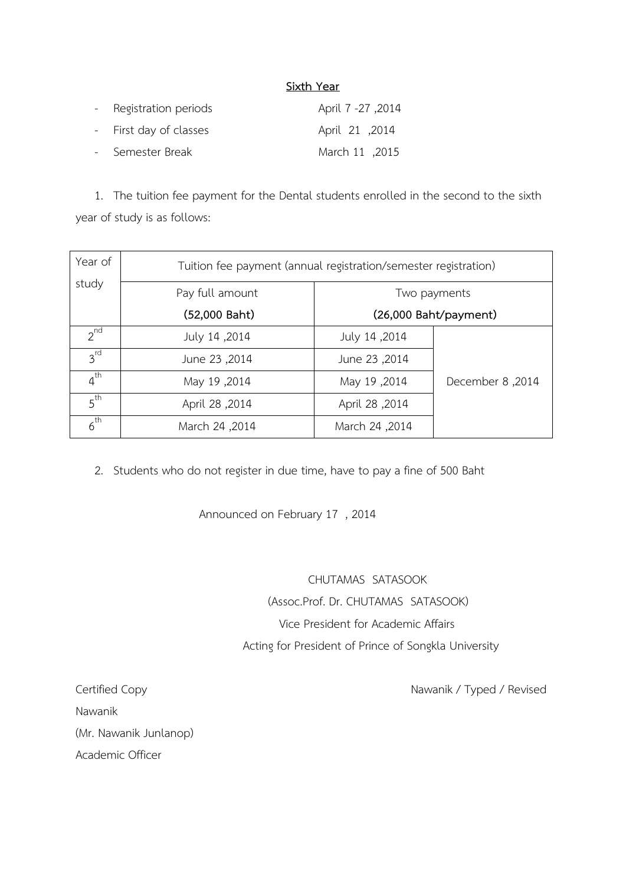**Sixth Year**

- Registration periods April 7 -27 ,2014
- First day of classes April 21 ,2014
- Semester Break March 11 ,2015

1. The tuition fee payment for the Dental students enrolled in the second to the sixth year of study is as follows:

| Year of study | Tuition fee payment (annual registration/semester registration) | | |
|---|---|---|---|
| | Pay full amount **(52,000 Baht)** | Two payments **(26,000 Baht/payment)** | |
| 2nd | July 14 ,2014 | July 14 ,2014 | December 8 ,2014 |
| 3rd | June 23 ,2014 | June 23 ,2014 | |
| 4th | May 19 ,2014 | May 19 ,2014 | |
| 5th | April 28 ,2014 | April 28 ,2014 | |
| 6th | March 24 ,2014 | March 24 ,2014 | |

2. Students who do not register in due time, have to pay a fine of 500 Baht

Announced on February 17 , 2014

CHUTAMAS SATASOOK

(Assoc.Prof. Dr. CHUTAMAS SATASOOK)

Vice President for Academic Affairs

Acting for President of Prince of Songkla University

Certified Copy

Nawanik

(Mr. Nawanik Junlanop)

Academic Officer

Nawanik / Typed / Revised